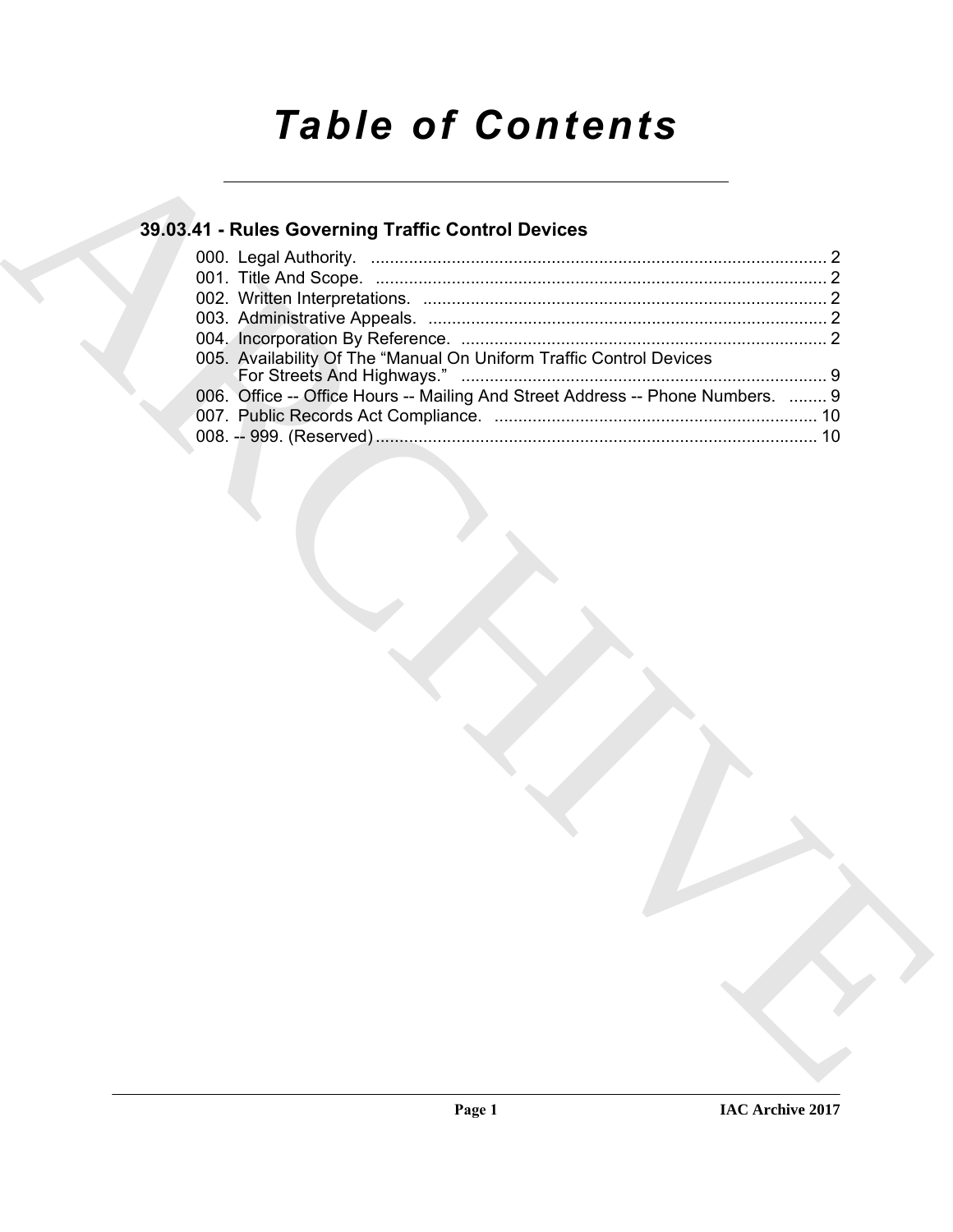# Table of Contents

## 39.03.41 - Rules Governing Traffic Control Devices

000. Legal Authority. ................................................................................................ 2
001. Title And Scope. ............................................................................................... 2
002. Written Interpretations. ..................................................................................... 2
003. Administrative Appeals. .................................................................................... 2
004. Incorporation By Reference. ............................................................................. 2
005. Availability Of The "Manual On Uniform Traffic Control Devices For Streets And Highways." ............................................................................. 9
006. Office -- Office Hours -- Mailing And Street Address -- Phone Numbers. ........ 9
007. Public Records Act Compliance. .................................................................... 10
008. -- 999. (Reserved) ............................................................................................ 10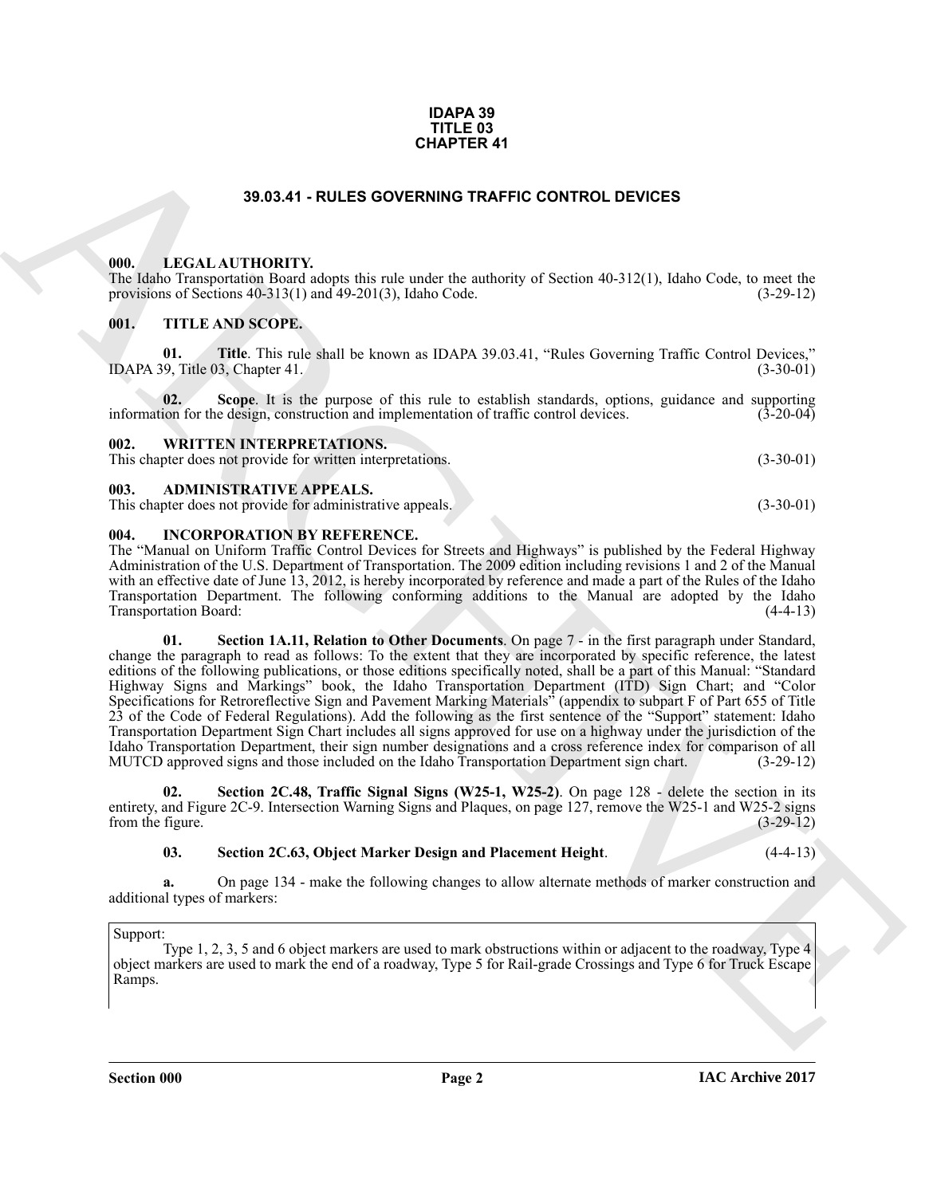**IDAPA 39**
**TITLE 03**
**CHAPTER 41**

# 39.03.41 - RULES GOVERNING TRAFFIC CONTROL DEVICES

## 000. LEGAL AUTHORITY.

The Idaho Transportation Board adopts this rule under the authority of Section 40-312(1), Idaho Code, to meet the provisions of Sections 40-313(1) and 49-201(3), Idaho Code. (3-29-12)

## 001. TITLE AND SCOPE.

**01. Title**. This rule shall be known as IDAPA 39.03.41, "Rules Governing Traffic Control Devices," IDAPA 39, Title 03, Chapter 41. (3-30-01)

**02. Scope**. It is the purpose of this rule to establish standards, options, guidance and supporting information for the design, construction and implementation of traffic control devices. (3-20-04)

## 002. WRITTEN INTERPRETATIONS.

This chapter does not provide for written interpretations. (3-30-01)

## 003. ADMINISTRATIVE APPEALS.

This chapter does not provide for administrative appeals. (3-30-01)

## 004. INCORPORATION BY REFERENCE.

The "Manual on Uniform Traffic Control Devices for Streets and Highways" is published by the Federal Highway Administration of the U.S. Department of Transportation. The 2009 edition including revisions 1 and 2 of the Manual with an effective date of June 13, 2012, is hereby incorporated by reference and made a part of the Rules of the Idaho Transportation Department. The following conforming additions to the Manual are adopted by the Idaho Transportation Board: (4-4-13)

**01. Section 1A.11, Relation to Other Documents**. On page 7 - in the first paragraph under Standard, change the paragraph to read as follows: To the extent that they are incorporated by specific reference, the latest editions of the following publications, or those editions specifically noted, shall be a part of this Manual: "Standard Highway Signs and Markings" book, the Idaho Transportation Department (ITD) Sign Chart; and "Color Specifications for Retroreflective Sign and Pavement Marking Materials" (appendix to subpart F of Part 655 of Title 23 of the Code of Federal Regulations). Add the following as the first sentence of the "Support" statement: Idaho Transportation Department Sign Chart includes all signs approved for use on a highway under the jurisdiction of the Idaho Transportation Department, their sign number designations and a cross reference index for comparison of all MUTCD approved signs and those included on the Idaho Transportation Department sign chart. (3-29-12)

**02. Section 2C.48, Traffic Signal Signs (W25-1, W25-2)**. On page 128 - delete the section in its entirety, and Figure 2C-9. Intersection Warning Signs and Plaques, on page 127, remove the W25-1 and W25-2 signs from the figure. (3-29-12)

**03. Section 2C.63, Object Marker Design and Placement Height**. (4-4-13)

**a.** On page 134 - make the following changes to allow alternate methods of marker construction and additional types of markers:

Support:

Type 1, 2, 3, 5 and 6 object markers are used to mark obstructions within or adjacent to the roadway, Type 4 object markers are used to mark the end of a roadway, Type 5 for Rail-grade Crossings and Type 6 for Truck Escape Ramps.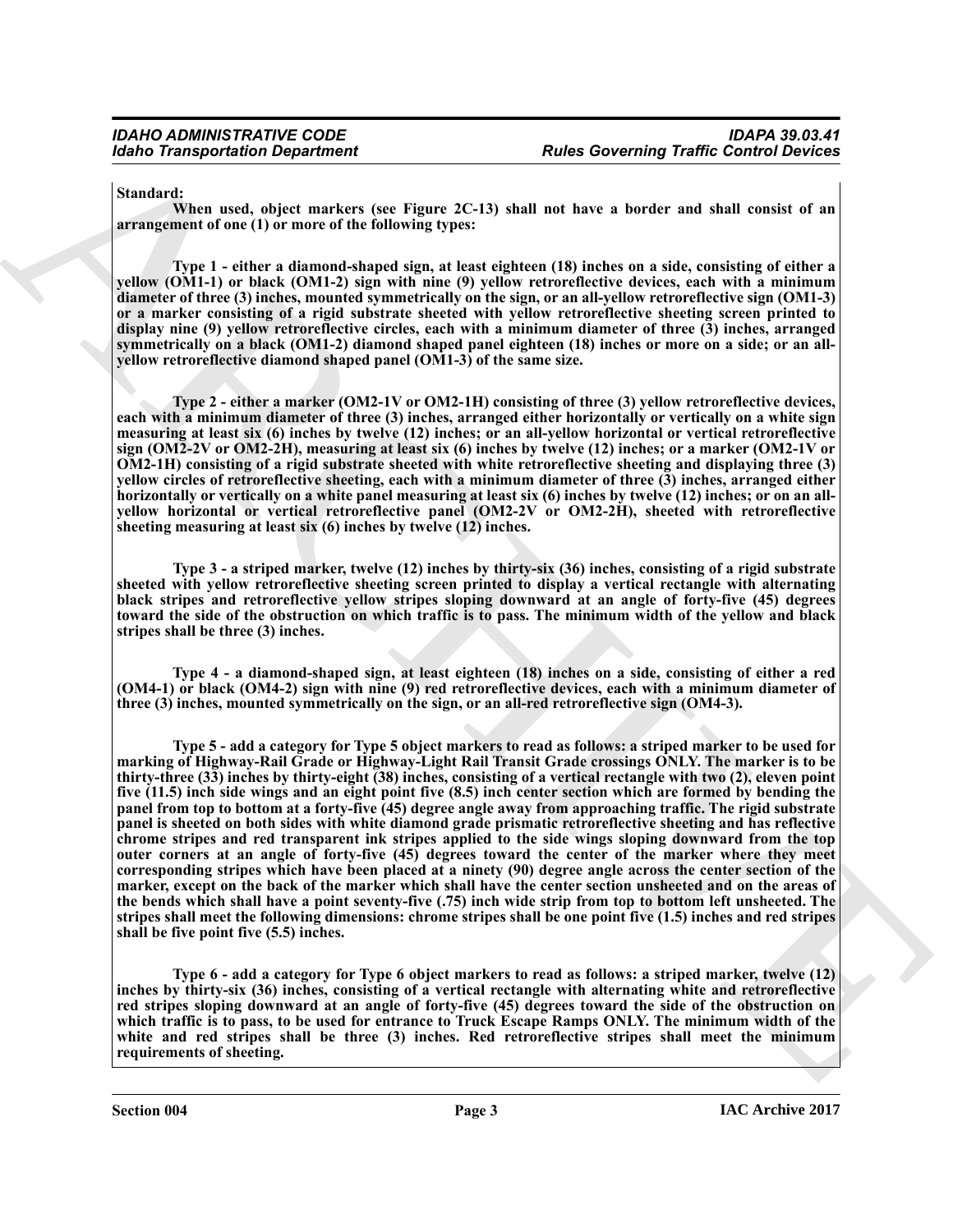**Standard:**

**When used, object markers (see Figure 2C-13) shall not have a border and shall consist of an arrangement of one (1) or more of the following types:**

**Type 1 - either a diamond-shaped sign, at least eighteen (18) inches on a side, consisting of either a yellow (OM1-1) or black (OM1-2) sign with nine (9) yellow retroreflective devices, each with a minimum diameter of three (3) inches, mounted symmetrically on the sign, or an all-yellow retroreflective sign (OM1-3) or a marker consisting of a rigid substrate sheeted with yellow retroreflective sheeting screen printed to display nine (9) yellow retroreflective circles, each with a minimum diameter of three (3) inches, arranged symmetrically on a black (OM1-2) diamond shaped panel eighteen (18) inches or more on a side; or an all-yellow retroreflective diamond shaped panel (OM1-3) of the same size.**

**Type 2 - either a marker (OM2-1V or OM2-1H) consisting of three (3) yellow retroreflective devices, each with a minimum diameter of three (3) inches, arranged either horizontally or vertically on a white sign measuring at least six (6) inches by twelve (12) inches; or an all-yellow horizontal or vertical retroreflective sign (OM2-2V or OM2-2H), measuring at least six (6) inches by twelve (12) inches; or a marker (OM2-1V or OM2-1H) consisting of a rigid substrate sheeted with white retroreflective sheeting and displaying three (3) yellow circles of retroreflective sheeting, each with a minimum diameter of three (3) inches, arranged either horizontally or vertically on a white panel measuring at least six (6) inches by twelve (12) inches; or on an all-yellow horizontal or vertical retroreflective panel (OM2-2V or OM2-2H), sheeted with retroreflective sheeting measuring at least six (6) inches by twelve (12) inches.**

**Type 3 - a striped marker, twelve (12) inches by thirty-six (36) inches, consisting of a rigid substrate sheeted with yellow retroreflective sheeting screen printed to display a vertical rectangle with alternating black stripes and retroreflective yellow stripes sloping downward at an angle of forty-five (45) degrees toward the side of the obstruction on which traffic is to pass. The minimum width of the yellow and black stripes shall be three (3) inches.**

**Type 4 - a diamond-shaped sign, at least eighteen (18) inches on a side, consisting of either a red (OM4-1) or black (OM4-2) sign with nine (9) red retroreflective devices, each with a minimum diameter of three (3) inches, mounted symmetrically on the sign, or an all-red retroreflective sign (OM4-3).**

**Type 5 - add a category for Type 5 object markers to read as follows: a striped marker to be used for marking of Highway-Rail Grade or Highway-Light Rail Transit Grade crossings ONLY. The marker is to be thirty-three (33) inches by thirty-eight (38) inches, consisting of a vertical rectangle with two (2), eleven point five (11.5) inch side wings and an eight point five (8.5) inch center section which are formed by bending the panel from top to bottom at a forty-five (45) degree angle away from approaching traffic. The rigid substrate panel is sheeted on both sides with white diamond grade prismatic retroreflective sheeting and has reflective chrome stripes and red transparent ink stripes applied to the side wings sloping downward from the top outer corners at an angle of forty-five (45) degrees toward the center of the marker where they meet corresponding stripes which have been placed at a ninety (90) degree angle across the center section of the marker, except on the back of the marker which shall have the center section unsheeted and on the areas of the bends which shall have a point seventy-five (.75) inch wide strip from top to bottom left unsheeted. The stripes shall meet the following dimensions: chrome stripes shall be one point five (1.5) inches and red stripes shall be five point five (5.5) inches.**

**Type 6 - add a category for Type 6 object markers to read as follows: a striped marker, twelve (12) inches by thirty-six (36) inches, consisting of a vertical rectangle with alternating white and retroreflective red stripes sloping downward at an angle of forty-five (45) degrees toward the side of the obstruction on which traffic is to pass, to be used for entrance to Truck Escape Ramps ONLY. The minimum width of the white and red stripes shall be three (3) inches. Red retroreflective stripes shall meet the minimum requirements of sheeting.**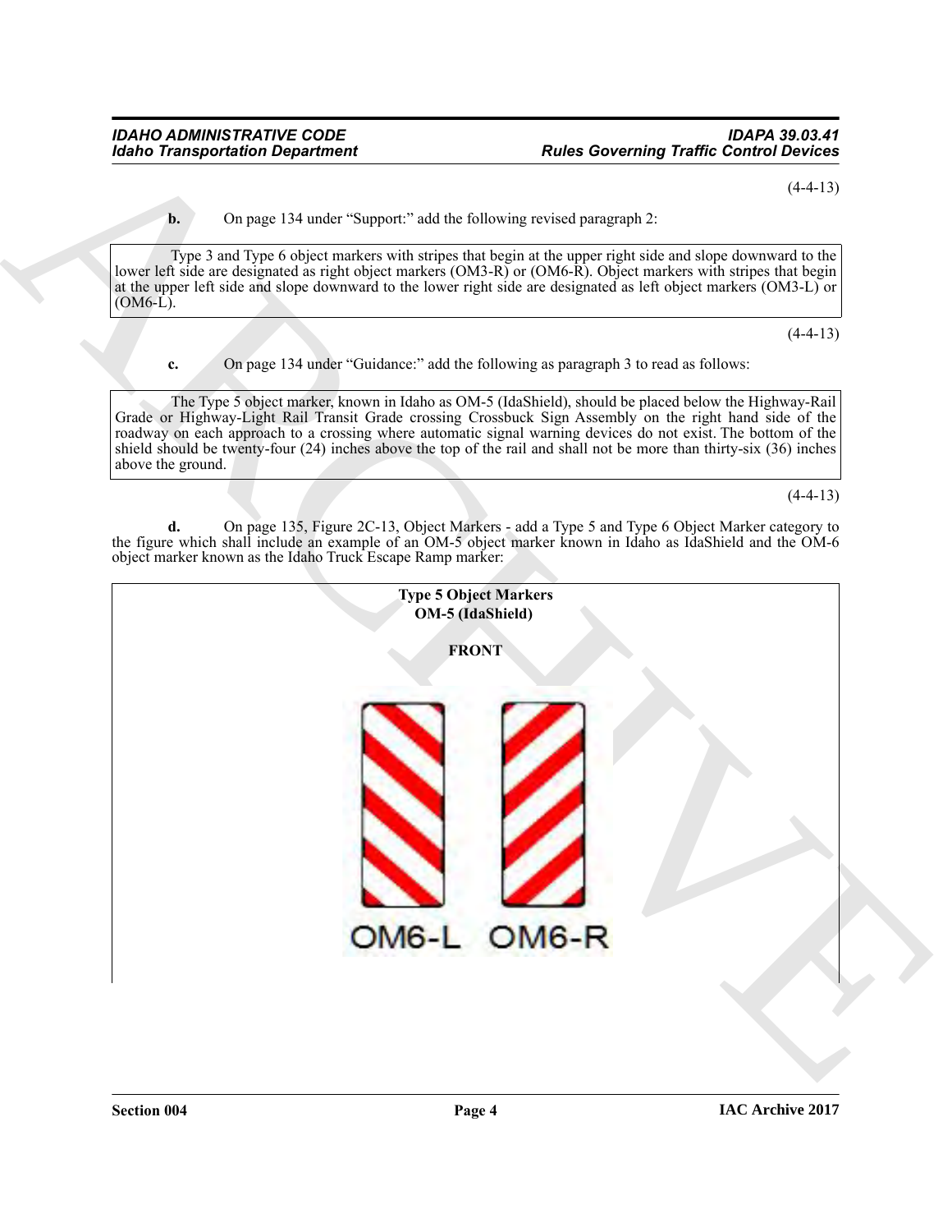(4-4-13)

**b.** On page 134 under "Support:" add the following revised paragraph 2:

> Type 3 and Type 6 object markers with stripes that begin at the upper right side and slope downward to the lower left side are designated as right object markers (OM3-R) or (OM6-R). Object markers with stripes that begin at the upper left side and slope downward to the lower right side are designated as left object markers (OM3-L) or (OM6-L).

(4-4-13)

**c.** On page 134 under "Guidance:" add the following as paragraph 3 to read as follows:

> The Type 5 object marker, known in Idaho as OM-5 (IdaShield), should be placed below the Highway-Rail Grade or Highway-Light Rail Transit Grade crossing Crossbuck Sign Assembly on the right hand side of the roadway on each approach to a crossing where automatic signal warning devices do not exist. The bottom of the shield should be twenty-four (24) inches above the top of the rail and shall not be more than thirty-six (36) inches above the ground.

(4-4-13)

**d.** On page 135, Figure 2C-13, Object Markers - add a Type 5 and Type 6 Object Marker category to the figure which shall include an example of an OM-5 object marker known in Idaho as IdaShield and the OM-6 object marker known as the Idaho Truck Escape Ramp marker:

**Type 5 Object Markers**
**OM-5 (IdaShield)**

**FRONT**

OM6-L OM6-R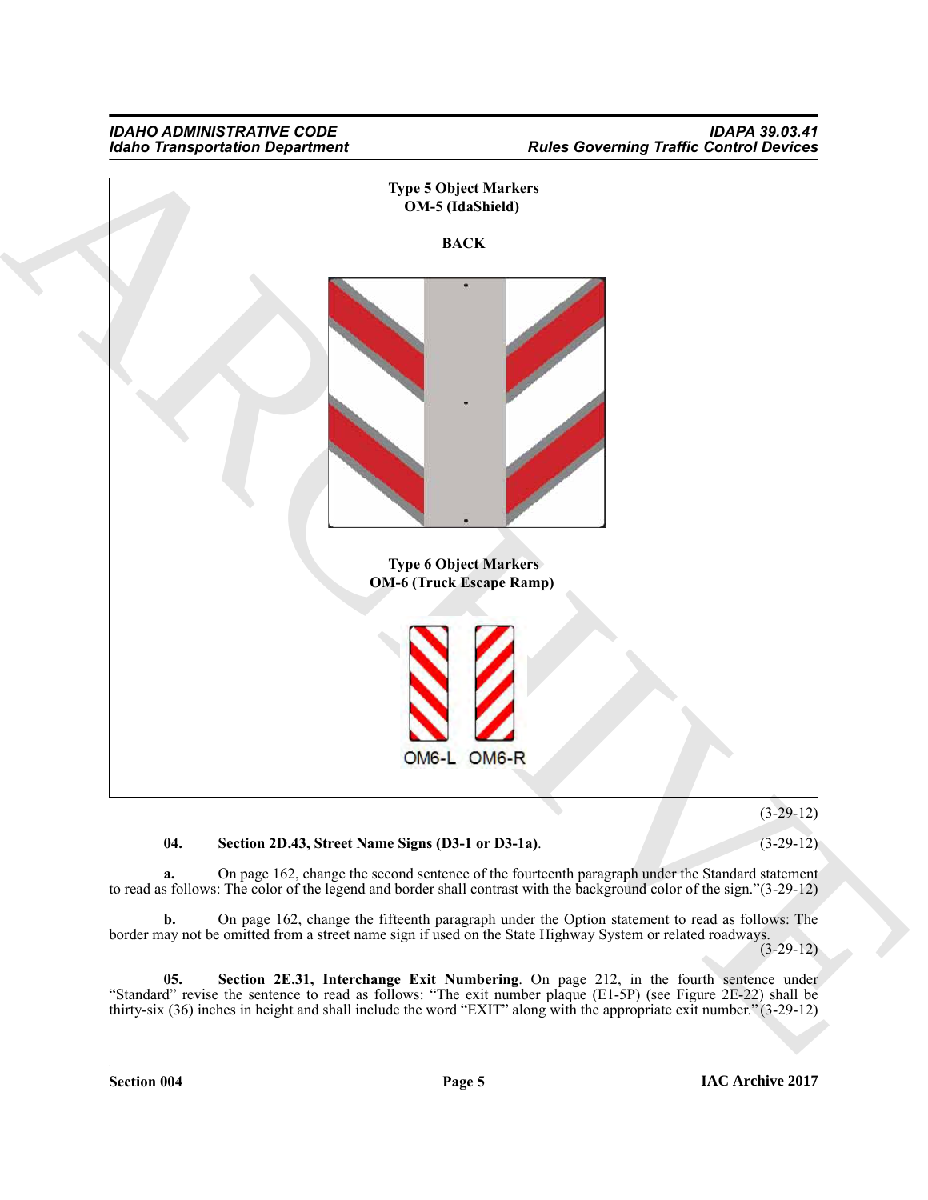**Type 5 Object Markers**
**OM-5 (IdaShield)**

**BACK**

**Type 6 Object Markers**
**OM-6 (Truck Escape Ramp)**

OM6-L OM6-R

(3-29-12)

**04. Section 2D.43, Street Name Signs (D3-1 or D3-1a).** (3-29-12)

**a.** On page 162, change the second sentence of the fourteenth paragraph under the Standard statement to read as follows: The color of the legend and border shall contrast with the background color of the sign."(3-29-12)

**b.** On page 162, change the fifteenth paragraph under the Option statement to read as follows: The border may not be omitted from a street name sign if used on the State Highway System or related roadways. (3-29-12)

**05. Section 2E.31, Interchange Exit Numbering**. On page 212, in the fourth sentence under "Standard" revise the sentence to read as follows: "The exit number plaque (E1-5P) (see Figure 2E-22) shall be thirty-six (36) inches in height and shall include the word "EXIT" along with the appropriate exit number."(3-29-12)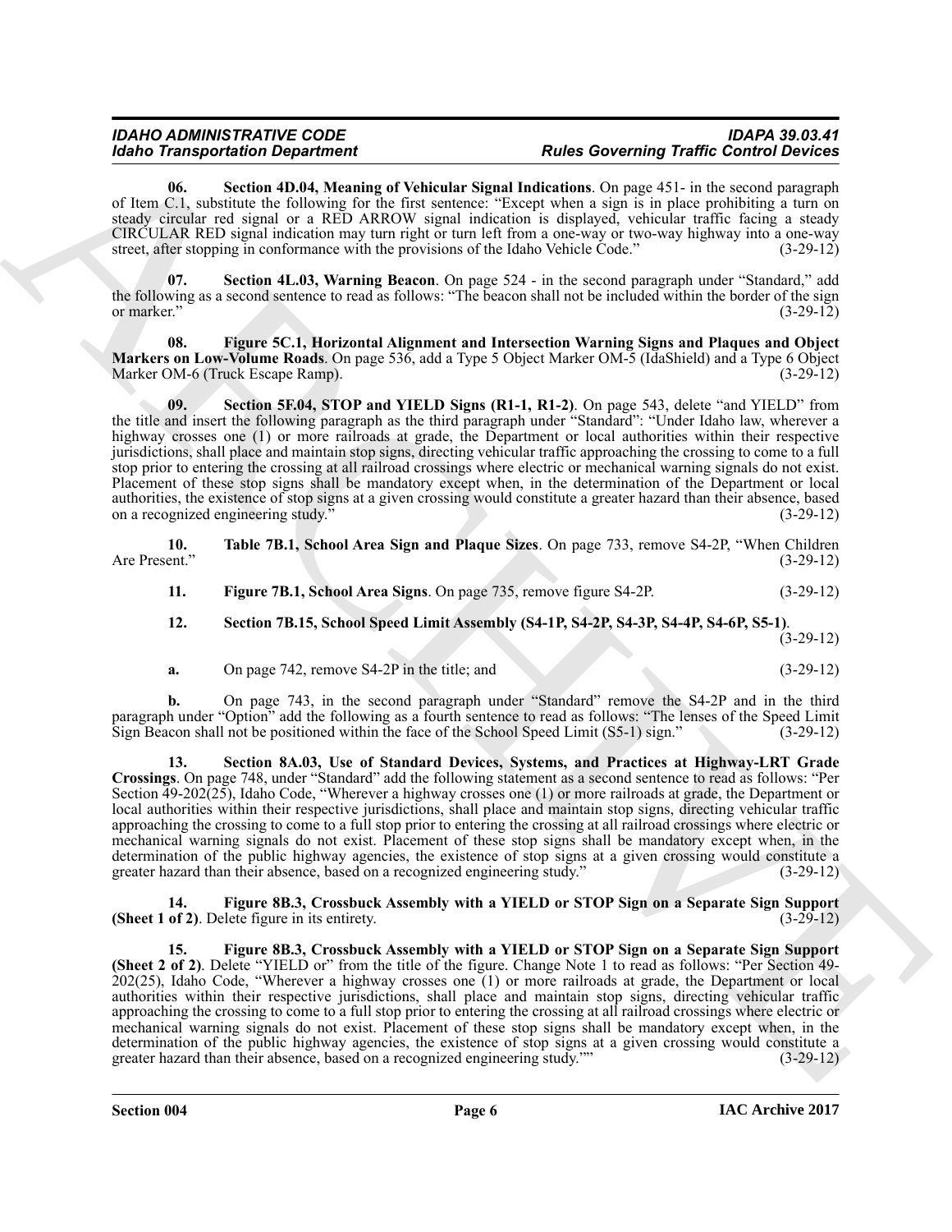**06. Section 4D.04, Meaning of Vehicular Signal Indications**. On page 451- in the second paragraph of Item C.1, substitute the following for the first sentence: "Except when a sign is in place prohibiting a turn on steady circular red signal or a RED ARROW signal indication is displayed, vehicular traffic facing a steady CIRCULAR RED signal indication may turn right or turn left from a one-way or two-way highway into a one-way street, after stopping in conformance with the provisions of the Idaho Vehicle Code." (3-29-12)

**07. Section 4L.03, Warning Beacon**. On page 524 - in the second paragraph under "Standard," add the following as a second sentence to read as follows: "The beacon shall not be included within the border of the sign or marker." (3-29-12)

**08. Figure 5C.1, Horizontal Alignment and Intersection Warning Signs and Plaques and Object Markers on Low-Volume Roads**. On page 536, add a Type 5 Object Marker OM-5 (IdaShield) and a Type 6 Object Marker OM-6 (Truck Escape Ramp). (3-29-12)

**09. Section 5F.04, STOP and YIELD Signs (R1-1, R1-2)**. On page 543, delete "and YIELD" from the title and insert the following paragraph as the third paragraph under "Standard": "Under Idaho law, wherever a highway crosses one (1) or more railroads at grade, the Department or local authorities within their respective jurisdictions, shall place and maintain stop signs, directing vehicular traffic approaching the crossing to come to a full stop prior to entering the crossing at all railroad crossings where electric or mechanical warning signals do not exist. Placement of these stop signs shall be mandatory except when, in the determination of the Department or local authorities, the existence of stop signs at a given crossing would constitute a greater hazard than their absence, based on a recognized engineering study." (3-29-12)

**10. Table 7B.1, School Area Sign and Plaque Sizes**. On page 733, remove S4-2P, "When Children Are Present." (3-29-12)

**11. Figure 7B.1, School Area Signs**. On page 735, remove figure S4-2P. (3-29-12)

**12. Section 7B.15, School Speed Limit Assembly (S4-1P, S4-2P, S4-3P, S4-4P, S4-6P, S5-1)**. (3-29-12)

**a.** On page 742, remove S4-2P in the title; and (3-29-12)

**b.** On page 743, in the second paragraph under "Standard" remove the S4-2P and in the third paragraph under "Option" add the following as a fourth sentence to read as follows: "The lenses of the Speed Limit Sign Beacon shall not be positioned within the face of the School Speed Limit (S5-1) sign." (3-29-12)

**13. Section 8A.03, Use of Standard Devices, Systems, and Practices at Highway-LRT Grade Crossings**. On page 748, under "Standard" add the following statement as a second sentence to read as follows: "Per Section 49-202(25), Idaho Code, "Wherever a highway crosses one (1) or more railroads at grade, the Department or local authorities within their respective jurisdictions, shall place and maintain stop signs, directing vehicular traffic approaching the crossing to come to a full stop prior to entering the crossing at all railroad crossings where electric or mechanical warning signals do not exist. Placement of these stop signs shall be mandatory except when, in the determination of the public highway agencies, the existence of stop signs at a given crossing would constitute a greater hazard than their absence, based on a recognized engineering study." (3-29-12)

**14. Figure 8B.3, Crossbuck Assembly with a YIELD or STOP Sign on a Separate Sign Support (Sheet 1 of 2)**. Delete figure in its entirety. (3-29-12)

**15. Figure 8B.3, Crossbuck Assembly with a YIELD or STOP Sign on a Separate Sign Support (Sheet 2 of 2)**. Delete "YIELD or" from the title of the figure. Change Note 1 to read as follows: "Per Section 49-202(25), Idaho Code, "Wherever a highway crosses one (1) or more railroads at grade, the Department or local authorities within their respective jurisdictions, shall place and maintain stop signs, directing vehicular traffic approaching the crossing to come to a full stop prior to entering the crossing at all railroad crossings where electric or mechanical warning signals do not exist. Placement of these stop signs shall be mandatory except when, in the determination of the public highway agencies, the existence of stop signs at a given crossing would constitute a greater hazard than their absence, based on a recognized engineering study."" (3-29-12)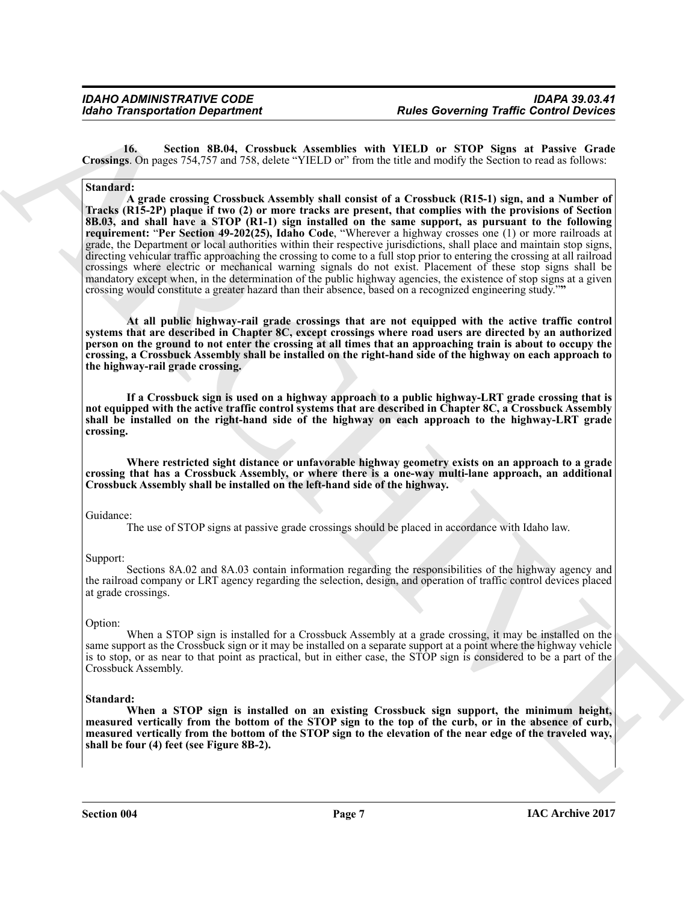**16. Section 8B.04, Crossbuck Assemblies with YIELD or STOP Signs at Passive Grade Crossings**. On pages 754,757 and 758, delete "YIELD or" from the title and modify the Section to read as follows:

**Standard:**

**A grade crossing Crossbuck Assembly shall consist of a Crossbuck (R15-1) sign, and a Number of Tracks (R15-2P) plaque if two (2) or more tracks are present, that complies with the provisions of Section 8B.03, and shall have a STOP (R1-1) sign installed on the same support, as pursuant to the following requirement:** "**Per Section 49-202(25), Idaho Code**, "Wherever a highway crosses one (1) or more railroads at grade, the Department or local authorities within their respective jurisdictions, shall place and maintain stop signs, directing vehicular traffic approaching the crossing to come to a full stop prior to entering the crossing at all railroad crossings where electric or mechanical warning signals do not exist. Placement of these stop signs shall be mandatory except when, in the determination of the public highway agencies, the existence of stop signs at a given crossing would constitute a greater hazard than their absence, based on a recognized engineering study.'"

**At all public highway-rail grade crossings that are not equipped with the active traffic control systems that are described in Chapter 8C, except crossings where road users are directed by an authorized person on the ground to not enter the crossing at all times that an approaching train is about to occupy the crossing, a Crossbuck Assembly shall be installed on the right-hand side of the highway on each approach to the highway-rail grade crossing.**

**If a Crossbuck sign is used on a highway approach to a public highway-LRT grade crossing that is not equipped with the active traffic control systems that are described in Chapter 8C, a Crossbuck Assembly shall be installed on the right-hand side of the highway on each approach to the highway-LRT grade crossing.**

**Where restricted sight distance or unfavorable highway geometry exists on an approach to a grade crossing that has a Crossbuck Assembly, or where there is a one-way multi-lane approach, an additional Crossbuck Assembly shall be installed on the left-hand side of the highway.**

Guidance:

The use of STOP signs at passive grade crossings should be placed in accordance with Idaho law.

Support:

Sections 8A.02 and 8A.03 contain information regarding the responsibilities of the highway agency and the railroad company or LRT agency regarding the selection, design, and operation of traffic control devices placed at grade crossings.

Option:

When a STOP sign is installed for a Crossbuck Assembly at a grade crossing, it may be installed on the same support as the Crossbuck sign or it may be installed on a separate support at a point where the highway vehicle is to stop, or as near to that point as practical, but in either case, the STOP sign is considered to be a part of the Crossbuck Assembly.

**Standard:**

**When a STOP sign is installed on an existing Crossbuck sign support, the minimum height, measured vertically from the bottom of the STOP sign to the top of the curb, or in the absence of curb, measured vertically from the bottom of the STOP sign to the elevation of the near edge of the traveled way, shall be four (4) feet (see Figure 8B-2).**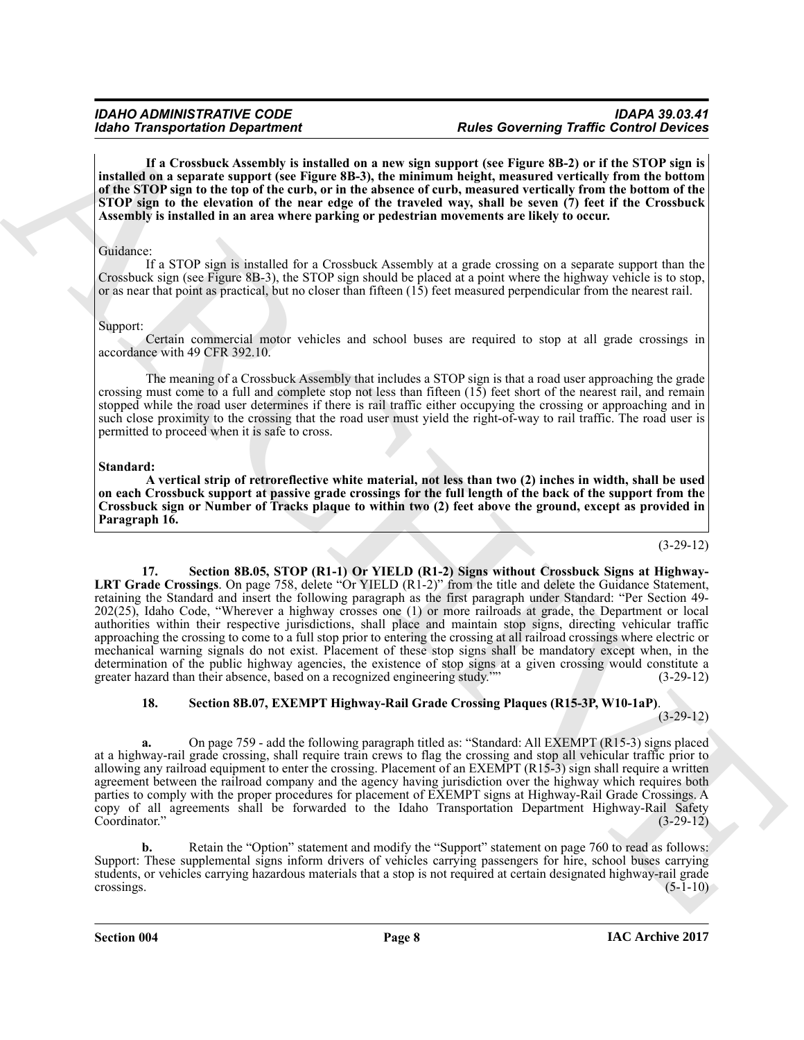**If a Crossbuck Assembly is installed on a new sign support (see Figure 8B-2) or if the STOP sign is installed on a separate support (see Figure 8B-3), the minimum height, measured vertically from the bottom of the STOP sign to the top of the curb, or in the absence of curb, measured vertically from the bottom of the STOP sign to the elevation of the near edge of the traveled way, shall be seven (7) feet if the Crossbuck Assembly is installed in an area where parking or pedestrian movements are likely to occur.**

Guidance:

If a STOP sign is installed for a Crossbuck Assembly at a grade crossing on a separate support than the Crossbuck sign (see Figure 8B-3), the STOP sign should be placed at a point where the highway vehicle is to stop, or as near that point as practical, but no closer than fifteen (15) feet measured perpendicular from the nearest rail.

Support:

Certain commercial motor vehicles and school buses are required to stop at all grade crossings in accordance with 49 CFR 392.10.

The meaning of a Crossbuck Assembly that includes a STOP sign is that a road user approaching the grade crossing must come to a full and complete stop not less than fifteen (15) feet short of the nearest rail, and remain stopped while the road user determines if there is rail traffic either occupying the crossing or approaching and in such close proximity to the crossing that the road user must yield the right-of-way to rail traffic. The road user is permitted to proceed when it is safe to cross.

**Standard:**

**A vertical strip of retroreflective white material, not less than two (2) inches in width, shall be used on each Crossbuck support at passive grade crossings for the full length of the back of the support from the Crossbuck sign or Number of Tracks plaque to within two (2) feet above the ground, except as provided in Paragraph 16.**

(3-29-12)

**17. Section 8B.05, STOP (R1-1) Or YIELD (R1-2) Signs without Crossbuck Signs at Highway-LRT Grade Crossings**. On page 758, delete "Or YIELD (R1-2)" from the title and delete the Guidance Statement, retaining the Standard and insert the following paragraph as the first paragraph under Standard: "Per Section 49-202(25), Idaho Code, "Wherever a highway crosses one (1) or more railroads at grade, the Department or local authorities within their respective jurisdictions, shall place and maintain stop signs, directing vehicular traffic approaching the crossing to come to a full stop prior to entering the crossing at all railroad crossings where electric or mechanical warning signals do not exist. Placement of these stop signs shall be mandatory except when, in the determination of the public highway agencies, the existence of stop signs at a given crossing would constitute a greater hazard than their absence, based on a recognized engineering study."" (3-29-12)

**18. Section 8B.07, EXEMPT Highway-Rail Grade Crossing Plaques (R15-3P, W10-1aP)**. (3-29-12)

**a.** On page 759 - add the following paragraph titled as: "Standard: All EXEMPT (R15-3) signs placed at a highway-rail grade crossing, shall require train crews to flag the crossing and stop all vehicular traffic prior to allowing any railroad equipment to enter the crossing. Placement of an EXEMPT (R15-3) sign shall require a written agreement between the railroad company and the agency having jurisdiction over the highway which requires both parties to comply with the proper procedures for placement of EXEMPT signs at Highway-Rail Grade Crossings. A copy of all agreements shall be forwarded to the Idaho Transportation Department Highway-Rail Safety Coordinator." (3-29-12)

**b.** Retain the "Option" statement and modify the "Support" statement on page 760 to read as follows: Support: These supplemental signs inform drivers of vehicles carrying passengers for hire, school buses carrying students, or vehicles carrying hazardous materials that a stop is not required at certain designated highway-rail grade crossings. (5-1-10)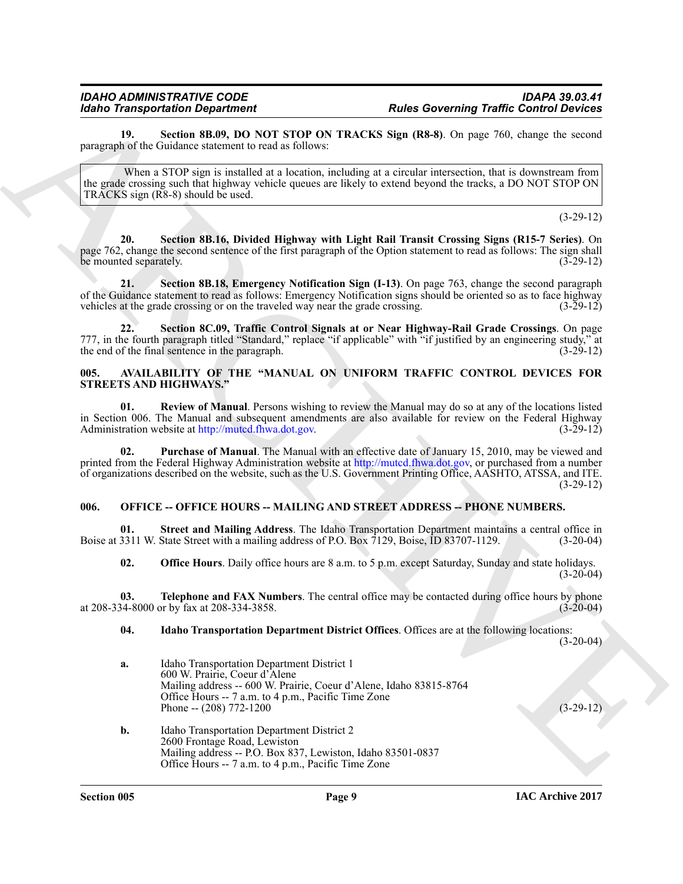**19. Section 8B.09, DO NOT STOP ON TRACKS Sign (R8-8)**. On page 760, change the second paragraph of the Guidance statement to read as follows:

> When a STOP sign is installed at a location, including at a circular intersection, that is downstream from the grade crossing such that highway vehicle queues are likely to extend beyond the tracks, a DO NOT STOP ON TRACKS sign (R8-8) should be used.

(3-29-12)

**20. Section 8B.16, Divided Highway with Light Rail Transit Crossing Signs (R15-7 Series)**. On page 762, change the second sentence of the first paragraph of the Option statement to read as follows: The sign shall be mounted separately. (3-29-12)

**21. Section 8B.18, Emergency Notification Sign (I-13)**. On page 763, change the second paragraph of the Guidance statement to read as follows: Emergency Notification signs should be oriented so as to face highway vehicles at the grade crossing or on the traveled way near the grade crossing. (3-29-12)

**22. Section 8C.09, Traffic Control Signals at or Near Highway-Rail Grade Crossings**. On page 777, in the fourth paragraph titled "Standard," replace "if applicable" with "if justified by an engineering study," at the end of the final sentence in the paragraph. (3-29-12)

## 005. AVAILABILITY OF THE "MANUAL ON UNIFORM TRAFFIC CONTROL DEVICES FOR STREETS AND HIGHWAYS."

**01. Review of Manual**. Persons wishing to review the Manual may do so at any of the locations listed in Section 006. The Manual and subsequent amendments are also available for review on the Federal Highway Administration website at http://mutcd.fhwa.dot.gov. (3-29-12)

**02. Purchase of Manual**. The Manual with an effective date of January 15, 2010, may be viewed and printed from the Federal Highway Administration website at http://mutcd.fhwa.dot.gov, or purchased from a number of organizations described on the website, such as the U.S. Government Printing Office, AASHTO, ATSSA, and ITE. (3-29-12)

## 006. OFFICE -- OFFICE HOURS -- MAILING AND STREET ADDRESS -- PHONE NUMBERS.

**01. Street and Mailing Address**. The Idaho Transportation Department maintains a central office in Boise at 3311 W. State Street with a mailing address of P.O. Box 7129, Boise, ID 83707-1129. (3-20-04)

**02. Office Hours**. Daily office hours are 8 a.m. to 5 p.m. except Saturday, Sunday and state holidays. (3-20-04)

**03. Telephone and FAX Numbers**. The central office may be contacted during office hours by phone at 208-334-8000 or by fax at 208-334-3858. (3-20-04)

**04. Idaho Transportation Department District Offices**. Offices are at the following locations: (3-20-04)

**a.** Idaho Transportation Department District 1
600 W. Prairie, Coeur d'Alene
Mailing address -- 600 W. Prairie, Coeur d'Alene, Idaho 83815-8764
Office Hours -- 7 a.m. to 4 p.m., Pacific Time Zone
Phone -- (208) 772-1200 (3-29-12)

**b.** Idaho Transportation Department District 2
2600 Frontage Road, Lewiston
Mailing address -- P.O. Box 837, Lewiston, Idaho 83501-0837
Office Hours -- 7 a.m. to 4 p.m., Pacific Time Zone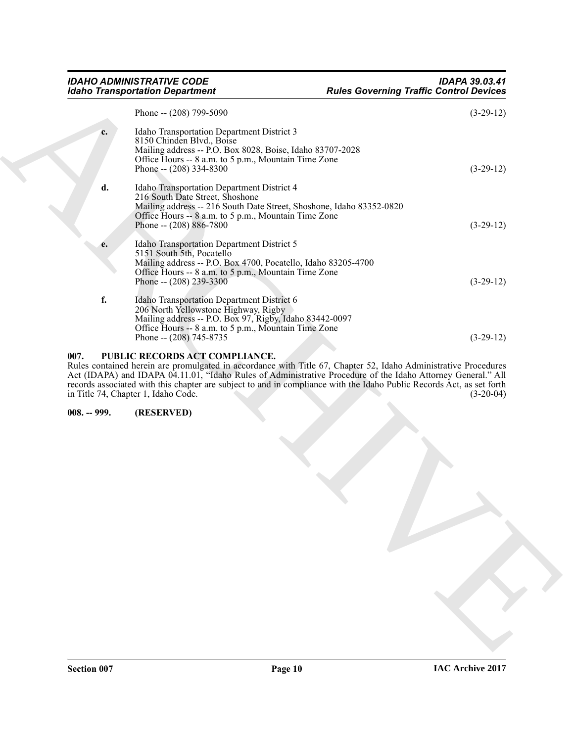Phone -- (208) 799-5090 (3-29-12)

**c.** Idaho Transportation Department District 3
8150 Chinden Blvd., Boise
Mailing address -- P.O. Box 8028, Boise, Idaho 83707-2028
Office Hours -- 8 a.m. to 5 p.m., Mountain Time Zone
Phone -- (208) 334-8300 (3-29-12)

**d.** Idaho Transportation Department District 4
216 South Date Street, Shoshone
Mailing address -- 216 South Date Street, Shoshone, Idaho 83352-0820
Office Hours -- 8 a.m. to 5 p.m., Mountain Time Zone
Phone -- (208) 886-7800 (3-29-12)

**e.** Idaho Transportation Department District 5
5151 South 5th, Pocatello
Mailing address -- P.O. Box 4700, Pocatello, Idaho 83205-4700
Office Hours -- 8 a.m. to 5 p.m., Mountain Time Zone
Phone -- (208) 239-3300 (3-29-12)

**f.** Idaho Transportation Department District 6
206 North Yellowstone Highway, Rigby
Mailing address -- P.O. Box 97, Rigby, Idaho 83442-0097
Office Hours -- 8 a.m. to 5 p.m., Mountain Time Zone
Phone -- (208) 745-8735 (3-29-12)

**007. PUBLIC RECORDS ACT COMPLIANCE.**
Rules contained herein are promulgated in accordance with Title 67, Chapter 52, Idaho Administrative Procedures Act (IDAPA) and IDAPA 04.11.01, "Idaho Rules of Administrative Procedure of the Idaho Attorney General." All records associated with this chapter are subject to and in compliance with the Idaho Public Records Act, as set forth in Title 74, Chapter 1, Idaho Code. (3-20-04)

**008. -- 999. (RESERVED)**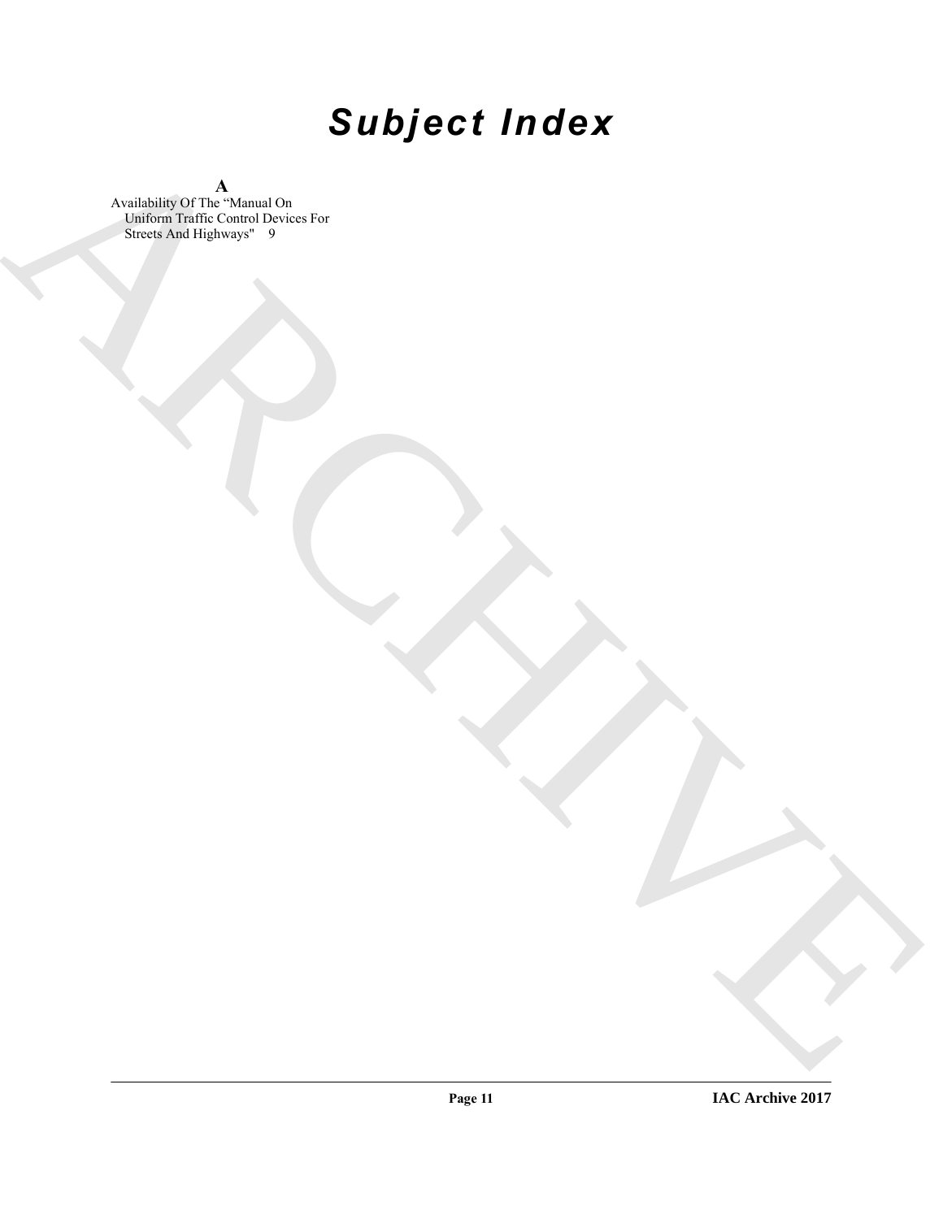# *Subject Index*

**A**

Availability Of The “Manual On Uniform Traffic Control Devices For Streets And Highways" 9